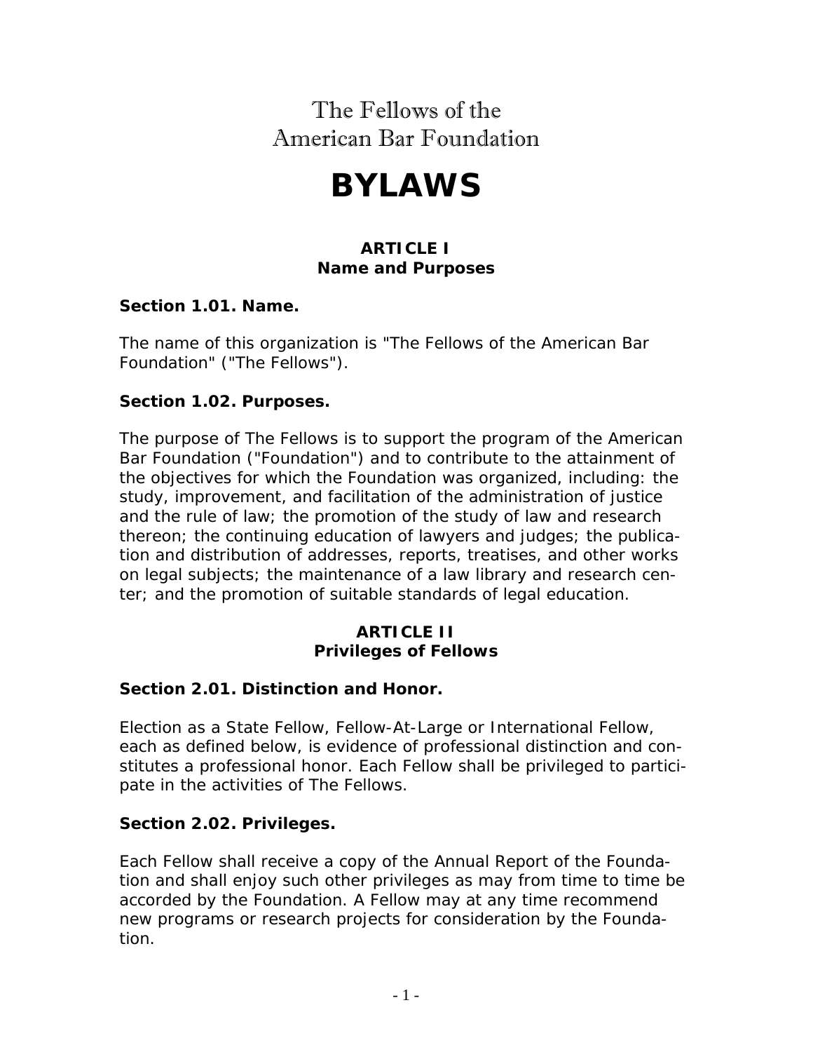# The Fellows of the American Bar Foundation

# BYLAWS

## ARTICLE I
## Name and Purposes

### Section 1.01. Name.

The name of this organization is "The Fellows of the American Bar Foundation" ("The Fellows").

### Section 1.02. Purposes.

The purpose of The Fellows is to support the program of the American Bar Foundation ("Foundation") and to contribute to the attainment of the objectives for which the Foundation was organized, including: the study, improvement, and facilitation of the administration of justice and the rule of law; the promotion of the study of law and research thereon; the continuing education of lawyers and judges; the publication and distribution of addresses, reports, treatises, and other works on legal subjects; the maintenance of a law library and research center; and the promotion of suitable standards of legal education.

## ARTICLE II
## Privileges of Fellows

### Section 2.01. Distinction and Honor.

Election as a State Fellow, Fellow-At-Large or International Fellow, each as defined below, is evidence of professional distinction and constitutes a professional honor. Each Fellow shall be privileged to participate in the activities of The Fellows.

### Section 2.02. Privileges.

Each Fellow shall receive a copy of the Annual Report of the Foundation and shall enjoy such other privileges as may from time to time be accorded by the Foundation. A Fellow may at any time recommend new programs or research projects for consideration by the Foundation.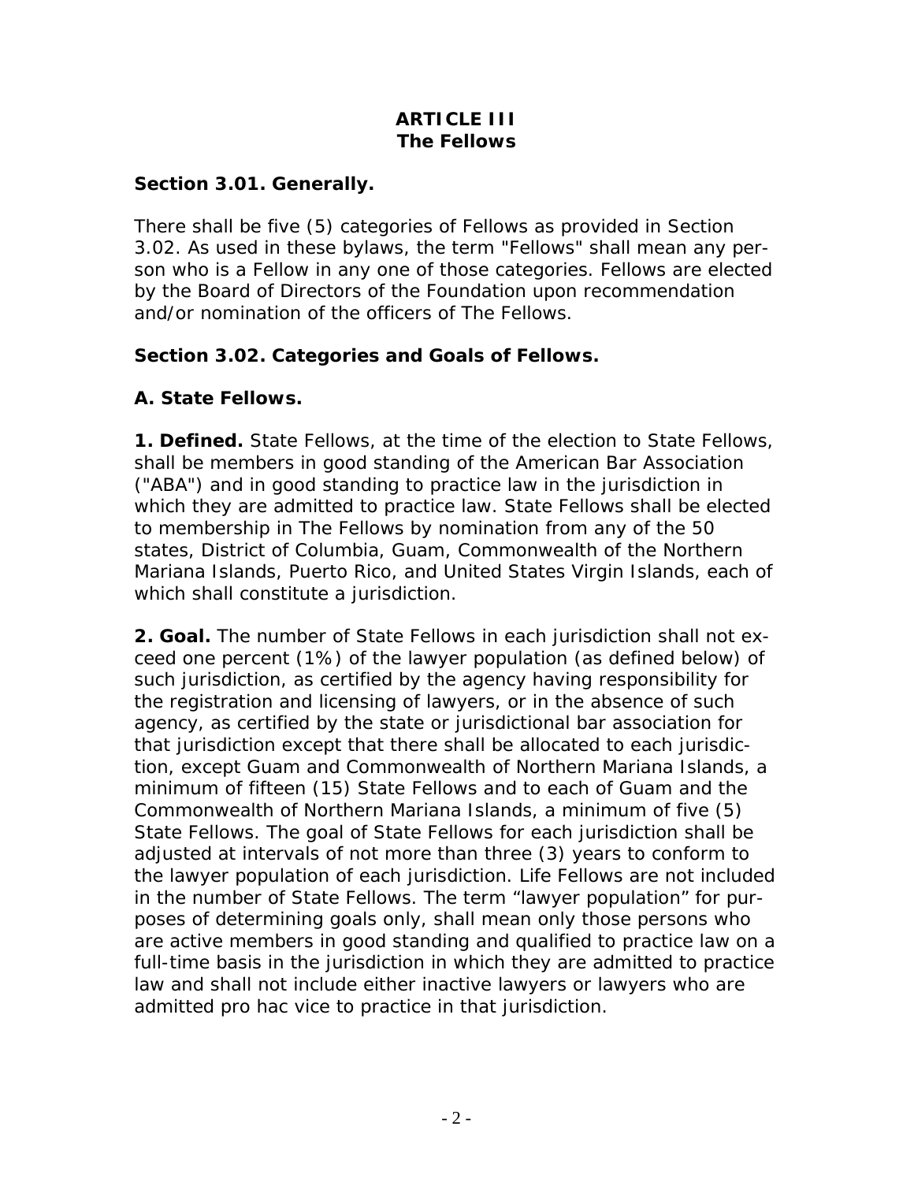# ARTICLE III
# The Fellows

### Section 3.01. Generally.

There shall be five (5) categories of Fellows as provided in Section 3.02. As used in these bylaws, the term "Fellows" shall mean any person who is a Fellow in any one of those categories. Fellows are elected by the Board of Directors of the Foundation upon recommendation and/or nomination of the officers of The Fellows.

### Section 3.02. Categories and Goals of Fellows.

### A. State Fellows.

**1. Defined.** State Fellows, at the time of the election to State Fellows, shall be members in good standing of the American Bar Association ("ABA") and in good standing to practice law in the jurisdiction in which they are admitted to practice law. State Fellows shall be elected to membership in The Fellows by nomination from any of the 50 states, District of Columbia, Guam, Commonwealth of the Northern Mariana Islands, Puerto Rico, and United States Virgin Islands, each of which shall constitute a jurisdiction.

**2. Goal.** The number of State Fellows in each jurisdiction shall not exceed one percent (1%) of the lawyer population (as defined below) of such jurisdiction, as certified by the agency having responsibility for the registration and licensing of lawyers, or in the absence of such agency, as certified by the state or jurisdictional bar association for that jurisdiction except that there shall be allocated to each jurisdiction, except Guam and Commonwealth of Northern Mariana Islands, a minimum of fifteen (15) State Fellows and to each of Guam and the Commonwealth of Northern Mariana Islands, a minimum of five (5) State Fellows. The goal of State Fellows for each jurisdiction shall be adjusted at intervals of not more than three (3) years to conform to the lawyer population of each jurisdiction. Life Fellows are not included in the number of State Fellows. The term "lawyer population" for purposes of determining goals only, shall mean only those persons who are active members in good standing and qualified to practice law on a full-time basis in the jurisdiction in which they are admitted to practice law and shall not include either inactive lawyers or lawyers who are admitted pro hac vice to practice in that jurisdiction.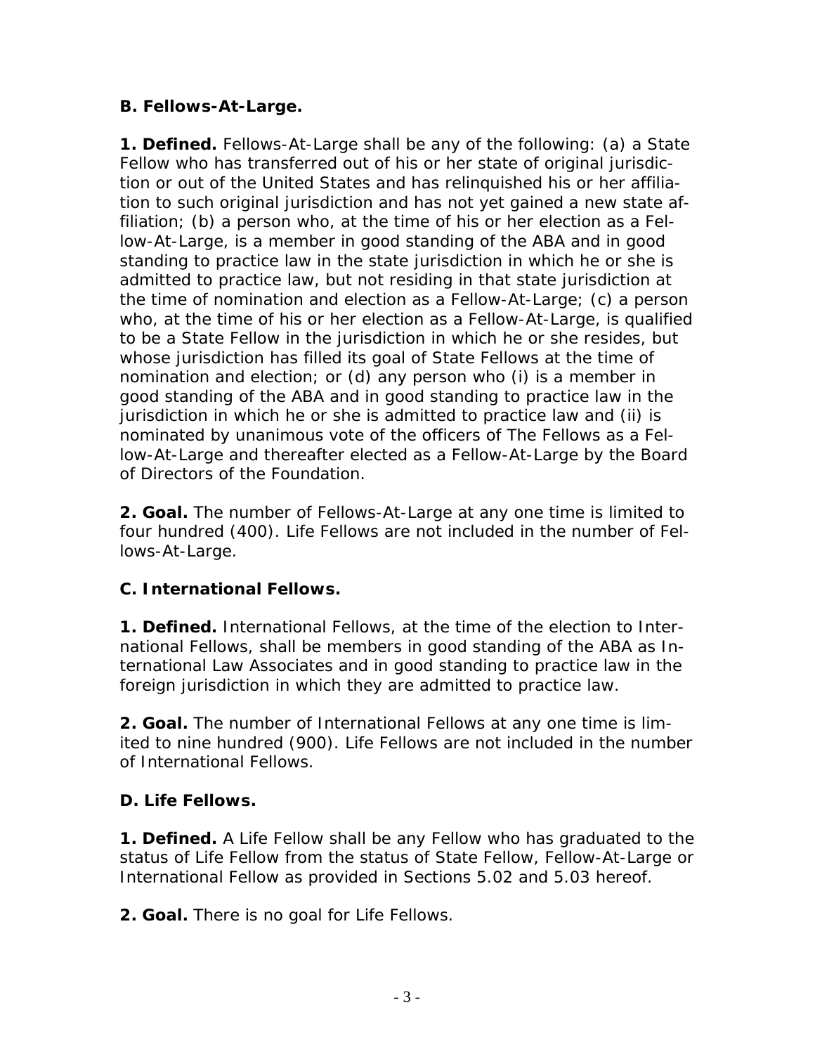**B. Fellows-At-Large.**

**1. Defined.** Fellows-At-Large shall be any of the following: (a) a State Fellow who has transferred out of his or her state of original jurisdiction or out of the United States and has relinquished his or her affiliation to such original jurisdiction and has not yet gained a new state affiliation; (b) a person who, at the time of his or her election as a Fellow-At-Large, is a member in good standing of the ABA and in good standing to practice law in the state jurisdiction in which he or she is admitted to practice law, but not residing in that state jurisdiction at the time of nomination and election as a Fellow-At-Large; (c) a person who, at the time of his or her election as a Fellow-At-Large, is qualified to be a State Fellow in the jurisdiction in which he or she resides, but whose jurisdiction has filled its goal of State Fellows at the time of nomination and election; or (d) any person who (i) is a member in good standing of the ABA and in good standing to practice law in the jurisdiction in which he or she is admitted to practice law and (ii) is nominated by unanimous vote of the officers of The Fellows as a Fellow-At-Large and thereafter elected as a Fellow-At-Large by the Board of Directors of the Foundation.

**2. Goal.** The number of Fellows-At-Large at any one time is limited to four hundred (400). Life Fellows are not included in the number of Fellows-At-Large.

**C. International Fellows.**

**1. Defined.** International Fellows, at the time of the election to International Fellows, shall be members in good standing of the ABA as International Law Associates and in good standing to practice law in the foreign jurisdiction in which they are admitted to practice law.

**2. Goal.** The number of International Fellows at any one time is limited to nine hundred (900). Life Fellows are not included in the number of International Fellows.

**D. Life Fellows.**

**1. Defined.** A Life Fellow shall be any Fellow who has graduated to the status of Life Fellow from the status of State Fellow, Fellow-At-Large or International Fellow as provided in Sections 5.02 and 5.03 hereof.

**2. Goal.** There is no goal for Life Fellows.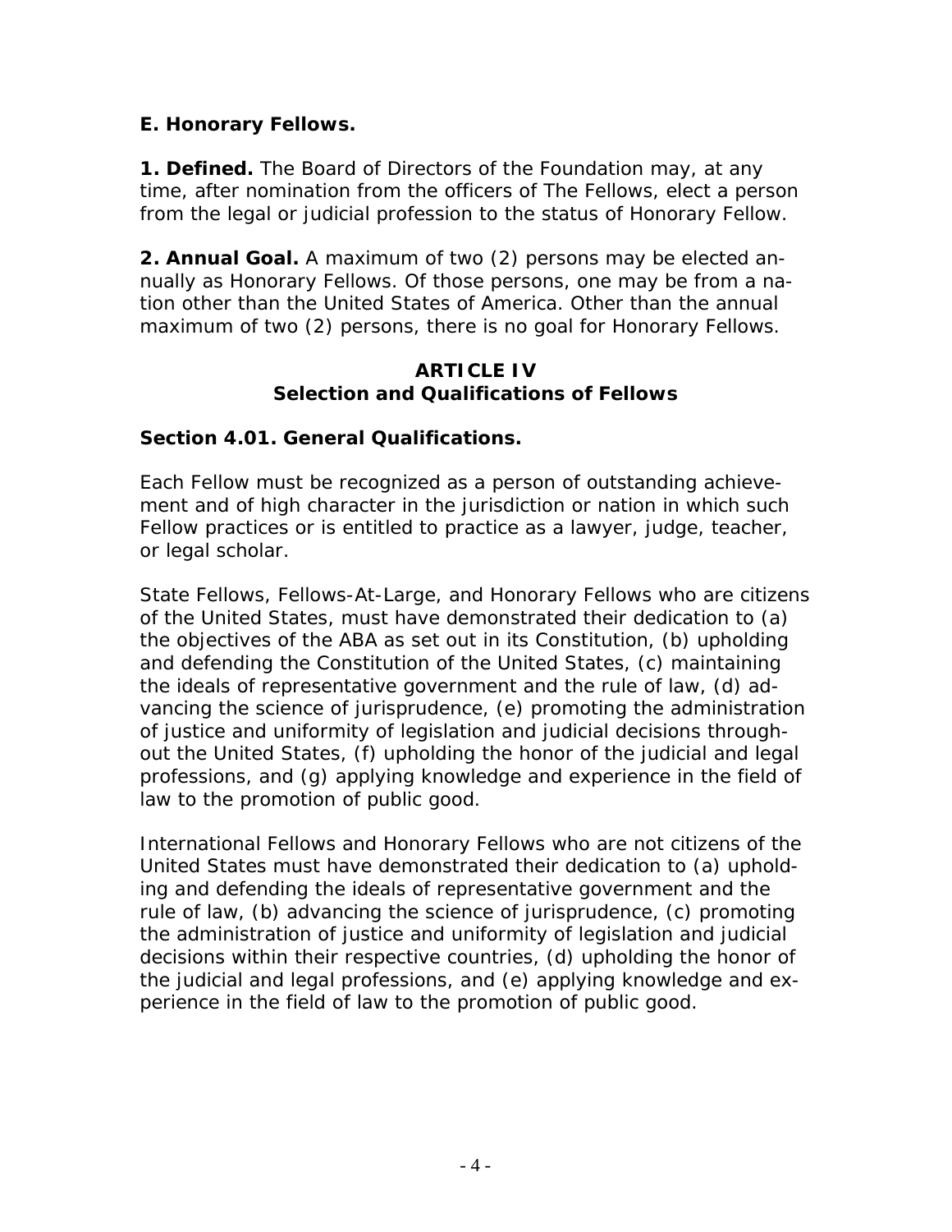**E. Honorary Fellows.**

**1. Defined.** The Board of Directors of the Foundation may, at any time, after nomination from the officers of The Fellows, elect a person from the legal or judicial profession to the status of Honorary Fellow.

**2. Annual Goal.** A maximum of two (2) persons may be elected annually as Honorary Fellows. Of those persons, one may be from a nation other than the United States of America. Other than the annual maximum of two (2) persons, there is no goal for Honorary Fellows.

## ARTICLE IV
## Selection and Qualifications of Fellows

### Section 4.01. General Qualifications.

Each Fellow must be recognized as a person of outstanding achievement and of high character in the jurisdiction or nation in which such Fellow practices or is entitled to practice as a lawyer, judge, teacher, or legal scholar.

State Fellows, Fellows-At-Large, and Honorary Fellows who are citizens of the United States, must have demonstrated their dedication to (a) the objectives of the ABA as set out in its Constitution, (b) upholding and defending the Constitution of the United States, (c) maintaining the ideals of representative government and the rule of law, (d) advancing the science of jurisprudence, (e) promoting the administration of justice and uniformity of legislation and judicial decisions throughout the United States, (f) upholding the honor of the judicial and legal professions, and (g) applying knowledge and experience in the field of law to the promotion of public good.

International Fellows and Honorary Fellows who are not citizens of the United States must have demonstrated their dedication to (a) upholding and defending the ideals of representative government and the rule of law, (b) advancing the science of jurisprudence, (c) promoting the administration of justice and uniformity of legislation and judicial decisions within their respective countries, (d) upholding the honor of the judicial and legal professions, and (e) applying knowledge and experience in the field of law to the promotion of public good.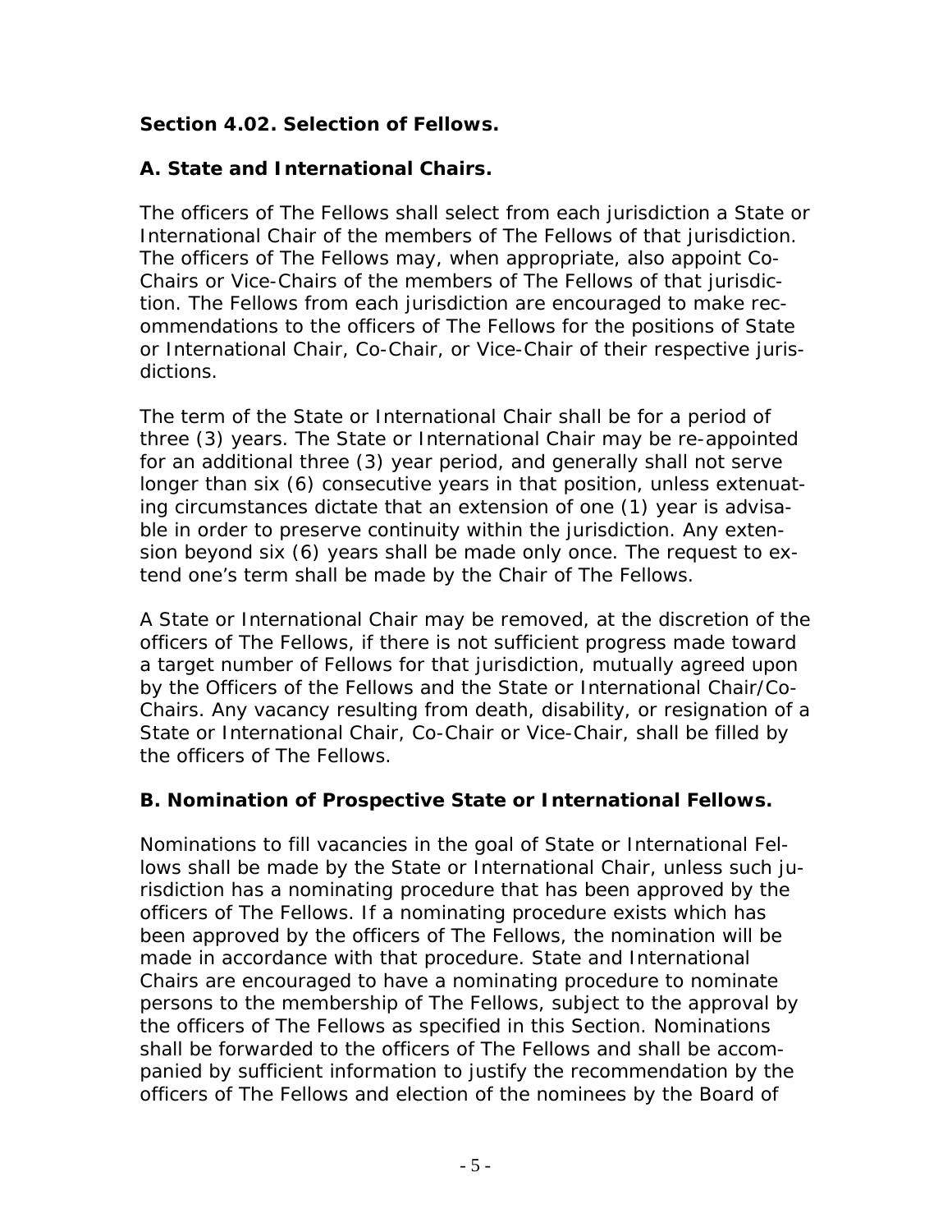### Section 4.02. Selection of Fellows.

#### A. State and International Chairs.

The officers of The Fellows shall select from each jurisdiction a State or International Chair of the members of The Fellows of that jurisdiction. The officers of The Fellows may, when appropriate, also appoint Co-Chairs or Vice-Chairs of the members of The Fellows of that jurisdiction. The Fellows from each jurisdiction are encouraged to make recommendations to the officers of The Fellows for the positions of State or International Chair, Co-Chair, or Vice-Chair of their respective jurisdictions.

The term of the State or International Chair shall be for a period of three (3) years. The State or International Chair may be re-appointed for an additional three (3) year period, and generally shall not serve longer than six (6) consecutive years in that position, unless extenuating circumstances dictate that an extension of one (1) year is advisable in order to preserve continuity within the jurisdiction. Any extension beyond six (6) years shall be made only once. The request to extend one's term shall be made by the Chair of The Fellows.

A State or International Chair may be removed, at the discretion of the officers of The Fellows, if there is not sufficient progress made toward a target number of Fellows for that jurisdiction, mutually agreed upon by the Officers of the Fellows and the State or International Chair/Co-Chairs. Any vacancy resulting from death, disability, or resignation of a State or International Chair, Co-Chair or Vice-Chair, shall be filled by the officers of The Fellows.

#### B. Nomination of Prospective State or International Fellows.

Nominations to fill vacancies in the goal of State or International Fellows shall be made by the State or International Chair, unless such jurisdiction has a nominating procedure that has been approved by the officers of The Fellows. If a nominating procedure exists which has been approved by the officers of The Fellows, the nomination will be made in accordance with that procedure. State and International Chairs are encouraged to have a nominating procedure to nominate persons to the membership of The Fellows, subject to the approval by the officers of The Fellows as specified in this Section. Nominations shall be forwarded to the officers of The Fellows and shall be accompanied by sufficient information to justify the recommendation by the officers of The Fellows and election of the nominees by the Board of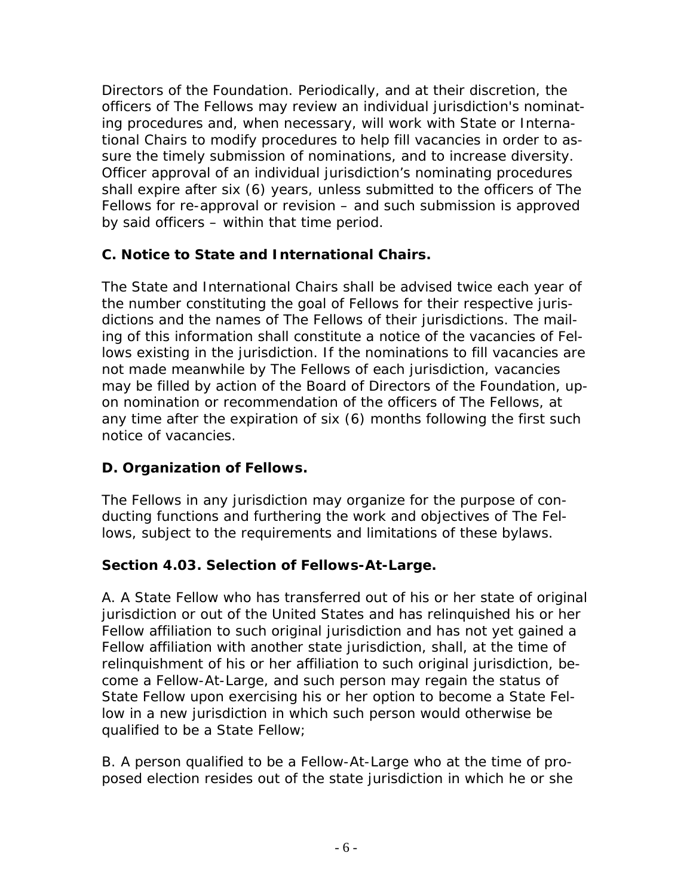Directors of the Foundation. Periodically, and at their discretion, the officers of The Fellows may review an individual jurisdiction's nominating procedures and, when necessary, will work with State or International Chairs to modify procedures to help fill vacancies in order to assure the timely submission of nominations, and to increase diversity. Officer approval of an individual jurisdiction's nominating procedures shall expire after six (6) years, unless submitted to the officers of The Fellows for re-approval or revision – and such submission is approved by said officers – within that time period.

**C. Notice to State and International Chairs.**

The State and International Chairs shall be advised twice each year of the number constituting the goal of Fellows for their respective jurisdictions and the names of The Fellows of their jurisdictions. The mailing of this information shall constitute a notice of the vacancies of Fellows existing in the jurisdiction. If the nominations to fill vacancies are not made meanwhile by The Fellows of each jurisdiction, vacancies may be filled by action of the Board of Directors of the Foundation, upon nomination or recommendation of the officers of The Fellows, at any time after the expiration of six (6) months following the first such notice of vacancies.

**D. Organization of Fellows.**

The Fellows in any jurisdiction may organize for the purpose of conducting functions and furthering the work and objectives of The Fellows, subject to the requirements and limitations of these bylaws.

**Section 4.03. Selection of Fellows-At-Large.**

A. A State Fellow who has transferred out of his or her state of original jurisdiction or out of the United States and has relinquished his or her Fellow affiliation to such original jurisdiction and has not yet gained a Fellow affiliation with another state jurisdiction, shall, at the time of relinquishment of his or her affiliation to such original jurisdiction, become a Fellow-At-Large, and such person may regain the status of State Fellow upon exercising his or her option to become a State Fellow in a new jurisdiction in which such person would otherwise be qualified to be a State Fellow;

B. A person qualified to be a Fellow-At-Large who at the time of proposed election resides out of the state jurisdiction in which he or she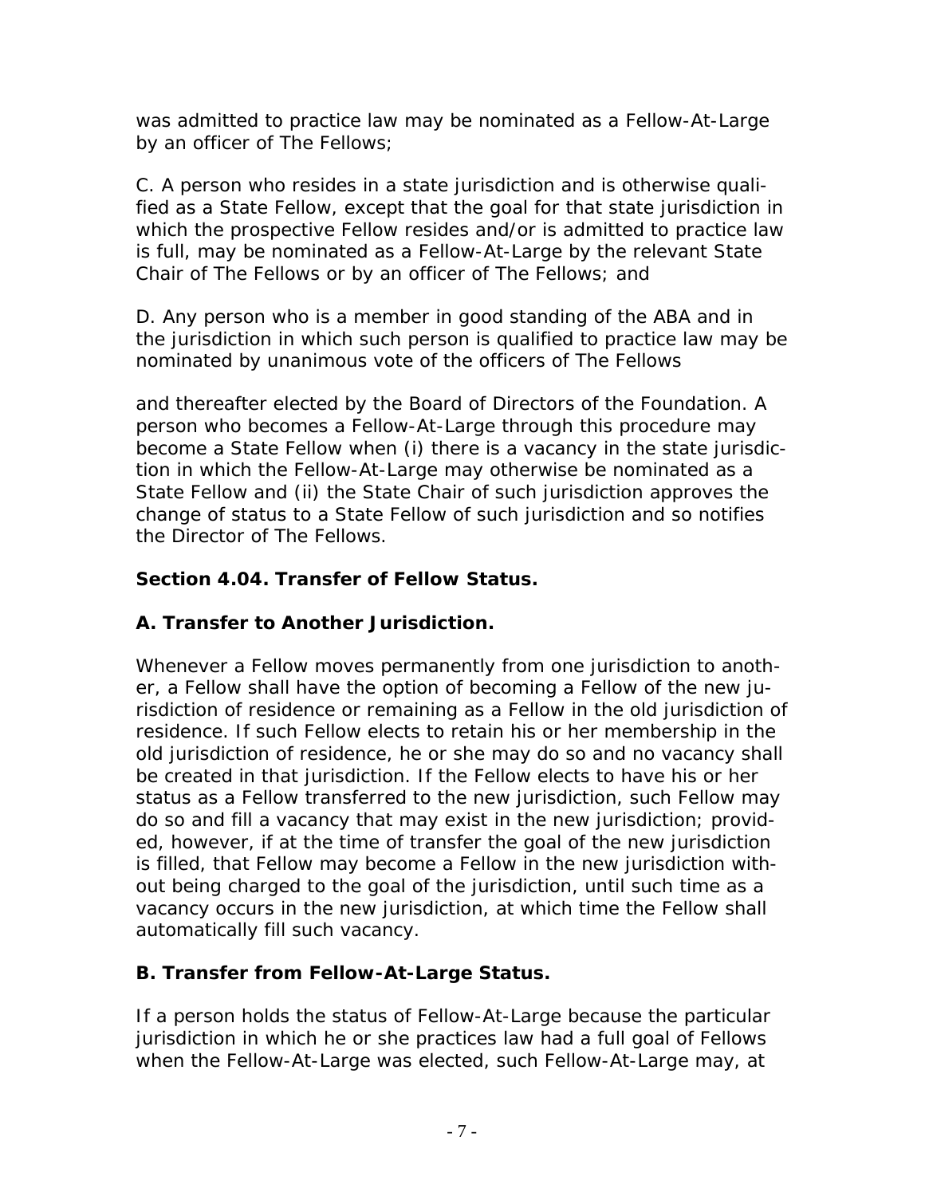was admitted to practice law may be nominated as a Fellow-At-Large by an officer of The Fellows;

C. A person who resides in a state jurisdiction and is otherwise qualified as a State Fellow, except that the goal for that state jurisdiction in which the prospective Fellow resides and/or is admitted to practice law is full, may be nominated as a Fellow-At-Large by the relevant State Chair of The Fellows or by an officer of The Fellows; and

D. Any person who is a member in good standing of the ABA and in the jurisdiction in which such person is qualified to practice law may be nominated by unanimous vote of the officers of The Fellows

and thereafter elected by the Board of Directors of the Foundation. A person who becomes a Fellow-At-Large through this procedure may become a State Fellow when (i) there is a vacancy in the state jurisdiction in which the Fellow-At-Large may otherwise be nominated as a State Fellow and (ii) the State Chair of such jurisdiction approves the change of status to a State Fellow of such jurisdiction and so notifies the Director of The Fellows.

**Section 4.04. Transfer of Fellow Status.**

**A. Transfer to Another Jurisdiction.**

Whenever a Fellow moves permanently from one jurisdiction to another, a Fellow shall have the option of becoming a Fellow of the new jurisdiction of residence or remaining as a Fellow in the old jurisdiction of residence. If such Fellow elects to retain his or her membership in the old jurisdiction of residence, he or she may do so and no vacancy shall be created in that jurisdiction. If the Fellow elects to have his or her status as a Fellow transferred to the new jurisdiction, such Fellow may do so and fill a vacancy that may exist in the new jurisdiction; provided, however, if at the time of transfer the goal of the new jurisdiction is filled, that Fellow may become a Fellow in the new jurisdiction without being charged to the goal of the jurisdiction, until such time as a vacancy occurs in the new jurisdiction, at which time the Fellow shall automatically fill such vacancy.

**B. Transfer from Fellow-At-Large Status.**

If a person holds the status of Fellow-At-Large because the particular jurisdiction in which he or she practices law had a full goal of Fellows when the Fellow-At-Large was elected, such Fellow-At-Large may, at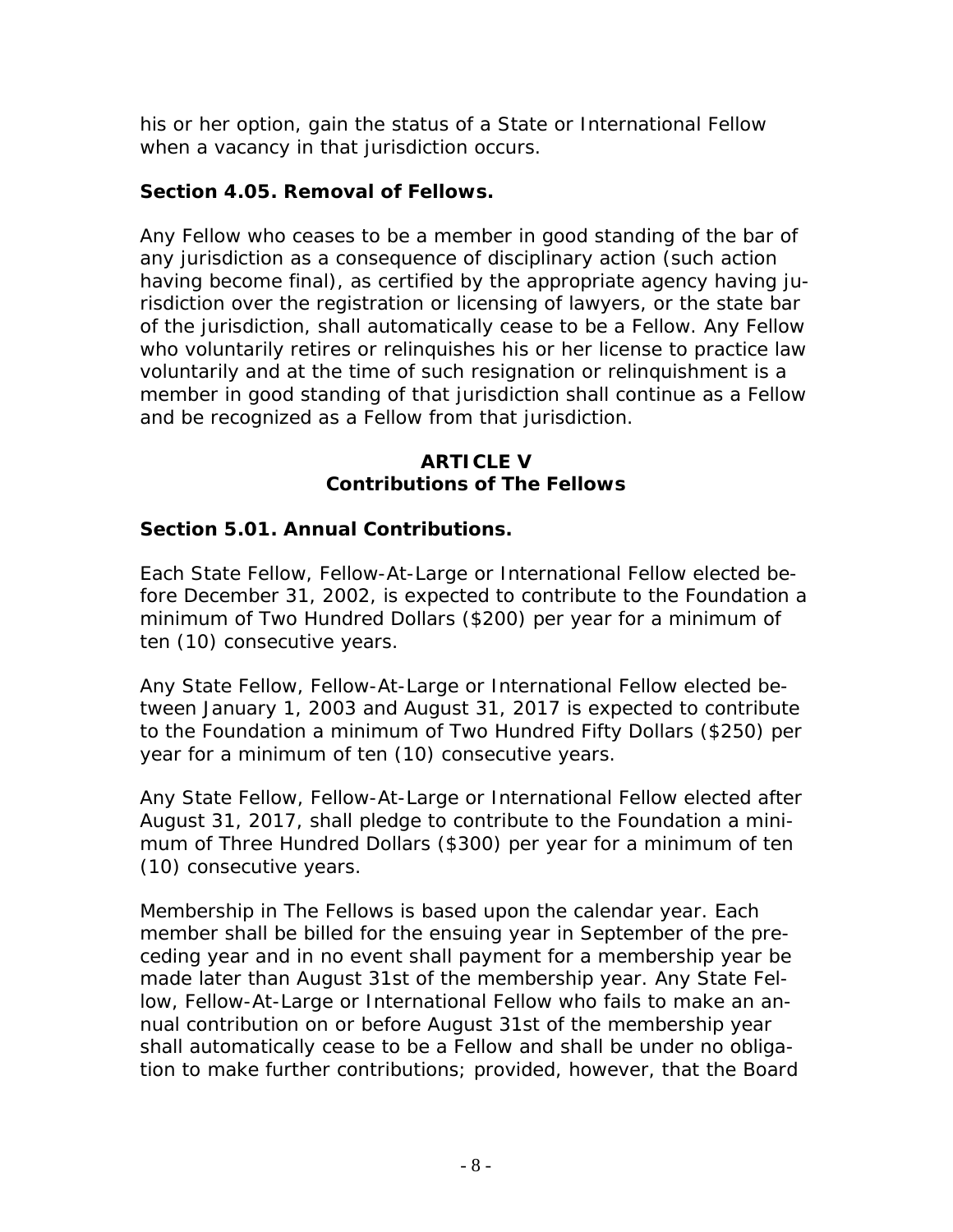his or her option, gain the status of a State or International Fellow when a vacancy in that jurisdiction occurs.

**Section 4.05. Removal of Fellows.**

Any Fellow who ceases to be a member in good standing of the bar of any jurisdiction as a consequence of disciplinary action (such action having become final), as certified by the appropriate agency having jurisdiction over the registration or licensing of lawyers, or the state bar of the jurisdiction, shall automatically cease to be a Fellow. Any Fellow who voluntarily retires or relinquishes his or her license to practice law voluntarily and at the time of such resignation or relinquishment is a member in good standing of that jurisdiction shall continue as a Fellow and be recognized as a Fellow from that jurisdiction.

## ARTICLE V
## Contributions of The Fellows

**Section 5.01. Annual Contributions.**

Each State Fellow, Fellow-At-Large or International Fellow elected before December 31, 2002, is expected to contribute to the Foundation a minimum of Two Hundred Dollars ($200) per year for a minimum of ten (10) consecutive years.

Any State Fellow, Fellow-At-Large or International Fellow elected between January 1, 2003 and August 31, 2017 is expected to contribute to the Foundation a minimum of Two Hundred Fifty Dollars ($250) per year for a minimum of ten (10) consecutive years.

Any State Fellow, Fellow-At-Large or International Fellow elected after August 31, 2017, shall pledge to contribute to the Foundation a minimum of Three Hundred Dollars ($300) per year for a minimum of ten (10) consecutive years.

Membership in The Fellows is based upon the calendar year. Each member shall be billed for the ensuing year in September of the preceding year and in no event shall payment for a membership year be made later than August 31st of the membership year. Any State Fellow, Fellow-At-Large or International Fellow who fails to make an annual contribution on or before August 31st of the membership year shall automatically cease to be a Fellow and shall be under no obligation to make further contributions; provided, however, that the Board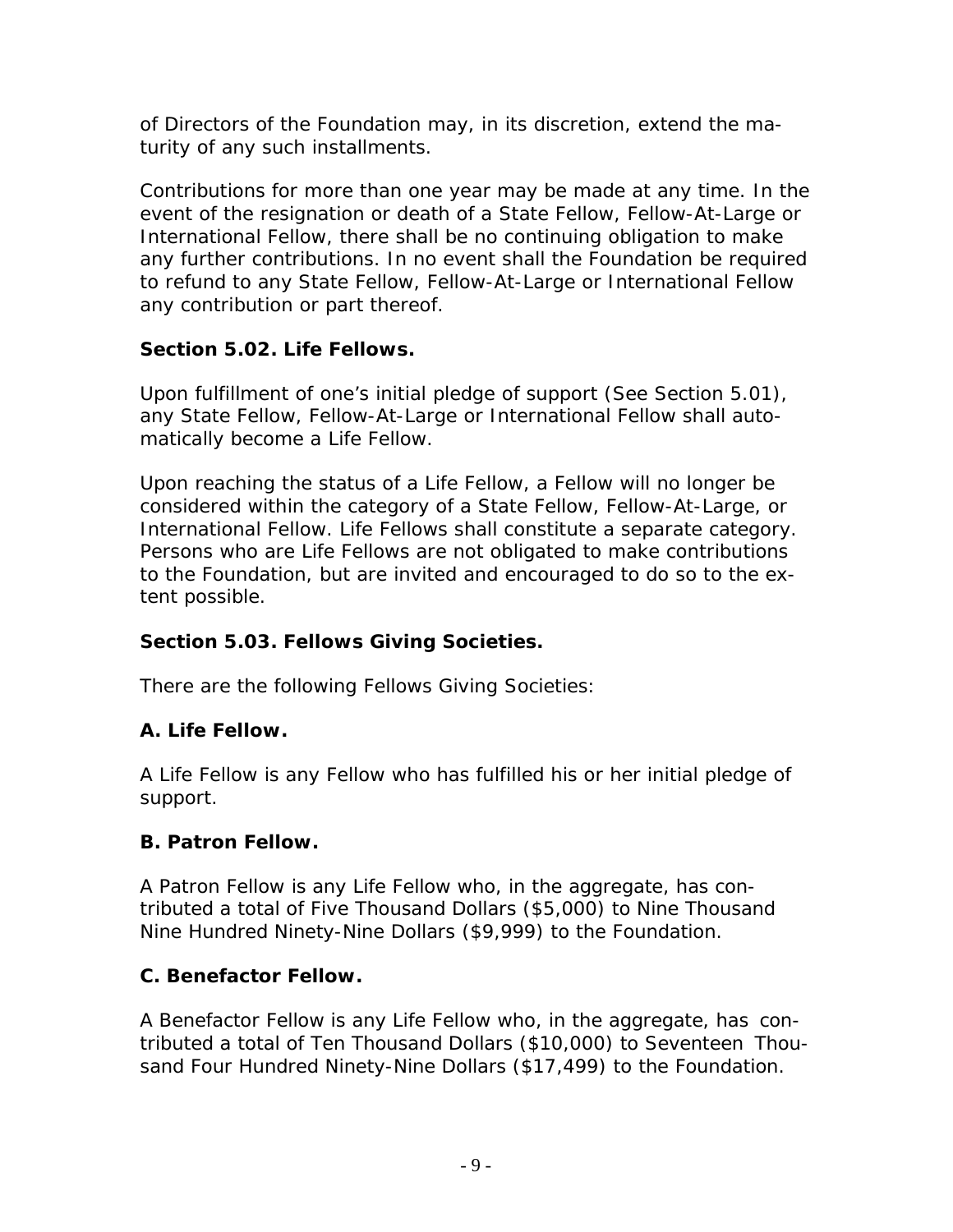of Directors of the Foundation may, in its discretion, extend the maturity of any such installments.

Contributions for more than one year may be made at any time. In the event of the resignation or death of a State Fellow, Fellow-At-Large or International Fellow, there shall be no continuing obligation to make any further contributions. In no event shall the Foundation be required to refund to any State Fellow, Fellow-At-Large or International Fellow any contribution or part thereof.

**Section 5.02. Life Fellows.**

Upon fulfillment of one's initial pledge of support (See Section 5.01), any State Fellow, Fellow-At-Large or International Fellow shall automatically become a Life Fellow.

Upon reaching the status of a Life Fellow, a Fellow will no longer be considered within the category of a State Fellow, Fellow-At-Large, or International Fellow. Life Fellows shall constitute a separate category. Persons who are Life Fellows are not obligated to make contributions to the Foundation, but are invited and encouraged to do so to the extent possible.

**Section 5.03. Fellows Giving Societies.**

There are the following Fellows Giving Societies:

**A. Life Fellow.**

A Life Fellow is any Fellow who has fulfilled his or her initial pledge of support.

**B. Patron Fellow.**

A Patron Fellow is any Life Fellow who, in the aggregate, has contributed a total of Five Thousand Dollars ($5,000) to Nine Thousand Nine Hundred Ninety-Nine Dollars ($9,999) to the Foundation.

**C. Benefactor Fellow.**

A Benefactor Fellow is any Life Fellow who, in the aggregate, has contributed a total of Ten Thousand Dollars ($10,000) to Seventeen Thousand Four Hundred Ninety-Nine Dollars ($17,499) to the Foundation.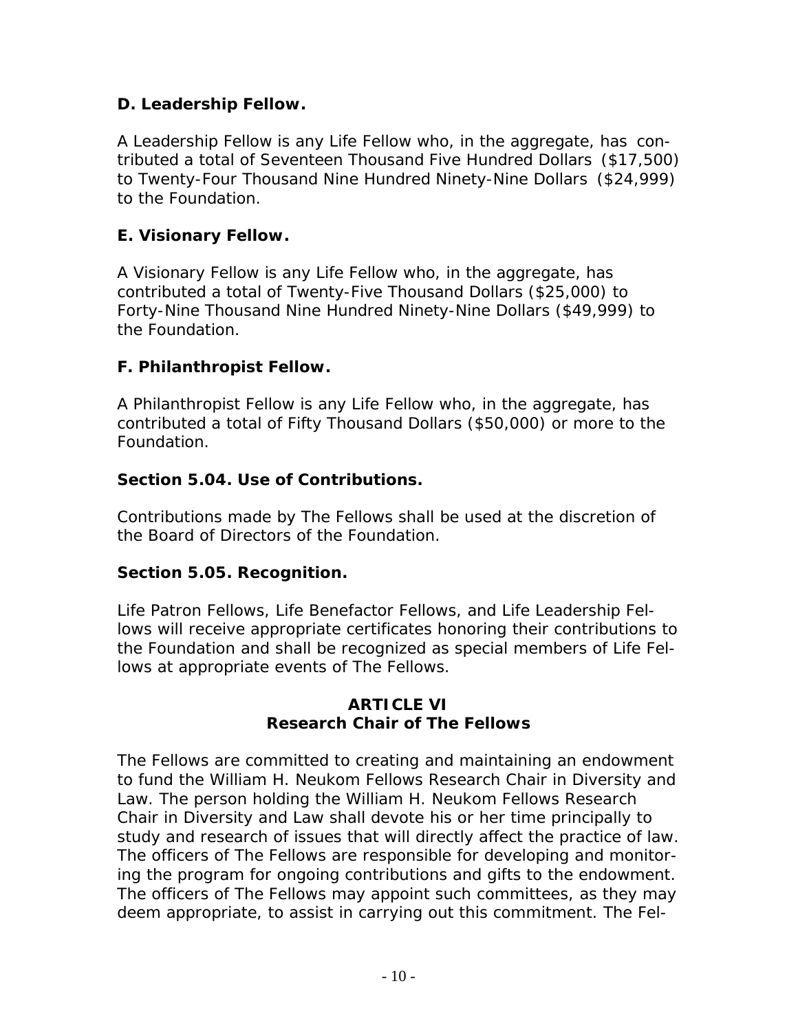**D. Leadership Fellow.**

A Leadership Fellow is any Life Fellow who, in the aggregate, has contributed a total of Seventeen Thousand Five Hundred Dollars ($17,500) to Twenty-Four Thousand Nine Hundred Ninety-Nine Dollars ($24,999) to the Foundation.

**E. Visionary Fellow.**

A Visionary Fellow is any Life Fellow who, in the aggregate, has contributed a total of Twenty-Five Thousand Dollars ($25,000) to Forty-Nine Thousand Nine Hundred Ninety-Nine Dollars ($49,999) to the Foundation.

**F. Philanthropist Fellow.**

A Philanthropist Fellow is any Life Fellow who, in the aggregate, has contributed a total of Fifty Thousand Dollars ($50,000) or more to the Foundation.

**Section 5.04. Use of Contributions.**

Contributions made by The Fellows shall be used at the discretion of the Board of Directors of the Foundation.

**Section 5.05. Recognition.**

Life Patron Fellows, Life Benefactor Fellows, and Life Leadership Fellows will receive appropriate certificates honoring their contributions to the Foundation and shall be recognized as special members of Life Fellows at appropriate events of The Fellows.

## ARTICLE VI
## Research Chair of The Fellows

The Fellows are committed to creating and maintaining an endowment to fund the William H. Neukom Fellows Research Chair in Diversity and Law. The person holding the William H. Neukom Fellows Research Chair in Diversity and Law shall devote his or her time principally to study and research of issues that will directly affect the practice of law. The officers of The Fellows are responsible for developing and monitoring the program for ongoing contributions and gifts to the endowment. The officers of The Fellows may appoint such committees, as they may deem appropriate, to assist in carrying out this commitment. The Fel-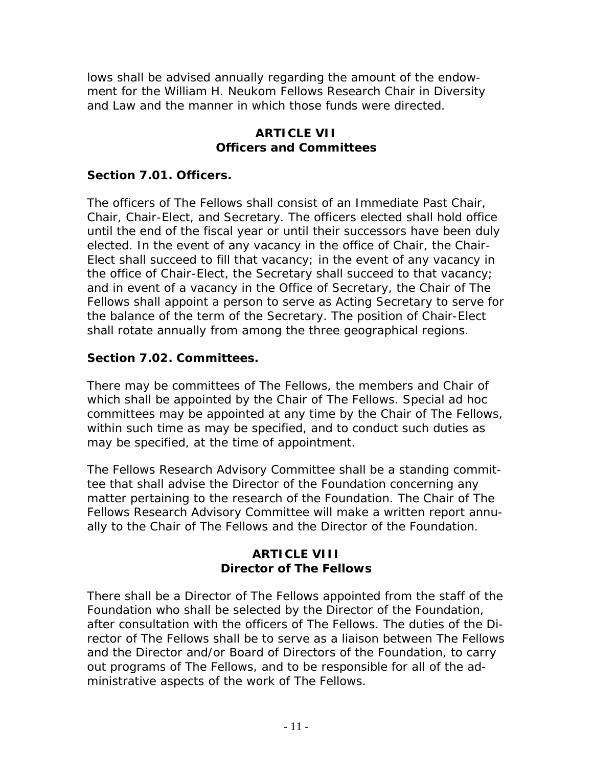lows shall be advised annually regarding the amount of the endowment for the William H. Neukom Fellows Research Chair in Diversity and Law and the manner in which those funds were directed.

## ARTICLE VII
## Officers and Committees

### Section 7.01. Officers.

The officers of The Fellows shall consist of an Immediate Past Chair, Chair, Chair-Elect, and Secretary. The officers elected shall hold office until the end of the fiscal year or until their successors have been duly elected. In the event of any vacancy in the office of Chair, the Chair-Elect shall succeed to fill that vacancy; in the event of any vacancy in the office of Chair-Elect, the Secretary shall succeed to that vacancy; and in event of a vacancy in the Office of Secretary, the Chair of The Fellows shall appoint a person to serve as Acting Secretary to serve for the balance of the term of the Secretary. The position of Chair-Elect shall rotate annually from among the three geographical regions.

### Section 7.02. Committees.

There may be committees of The Fellows, the members and Chair of which shall be appointed by the Chair of The Fellows. Special ad hoc committees may be appointed at any time by the Chair of The Fellows, within such time as may be specified, and to conduct such duties as may be specified, at the time of appointment.

The Fellows Research Advisory Committee shall be a standing committee that shall advise the Director of the Foundation concerning any matter pertaining to the research of the Foundation. The Chair of The Fellows Research Advisory Committee will make a written report annually to the Chair of The Fellows and the Director of the Foundation.

## ARTICLE VIII
## Director of The Fellows

There shall be a Director of The Fellows appointed from the staff of the Foundation who shall be selected by the Director of the Foundation, after consultation with the officers of The Fellows. The duties of the Director of The Fellows shall be to serve as a liaison between The Fellows and the Director and/or Board of Directors of the Foundation, to carry out programs of The Fellows, and to be responsible for all of the administrative aspects of the work of The Fellows.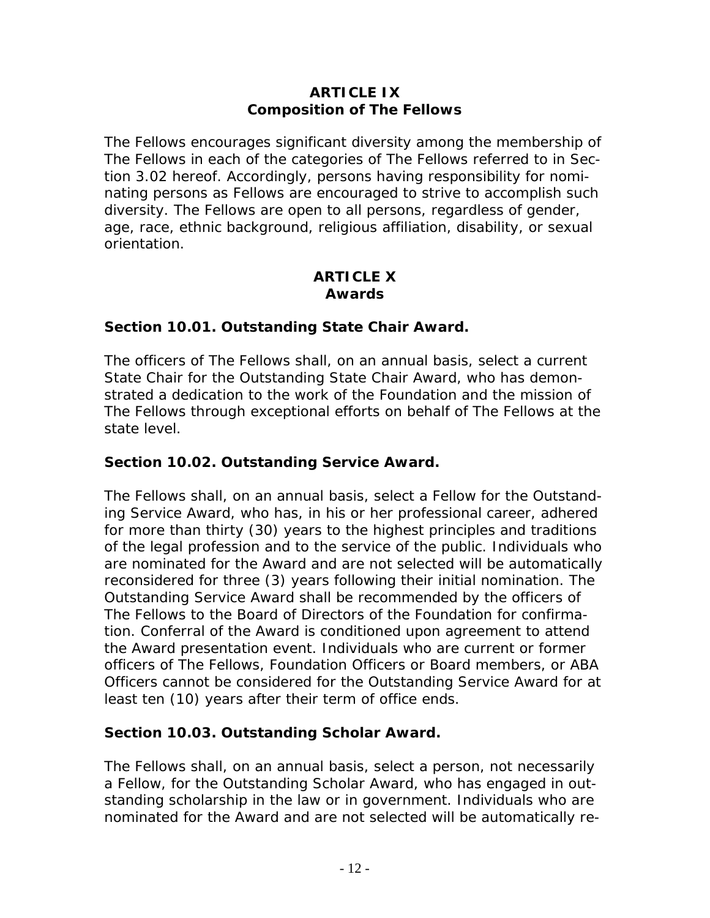## ARTICLE IX
## Composition of The Fellows

The Fellows encourages significant diversity among the membership of The Fellows in each of the categories of The Fellows referred to in Section 3.02 hereof. Accordingly, persons having responsibility for nominating persons as Fellows are encouraged to strive to accomplish such diversity. The Fellows are open to all persons, regardless of gender, age, race, ethnic background, religious affiliation, disability, or sexual orientation.

## ARTICLE X
## Awards

### Section 10.01. Outstanding State Chair Award.

The officers of The Fellows shall, on an annual basis, select a current State Chair for the Outstanding State Chair Award, who has demonstrated a dedication to the work of the Foundation and the mission of The Fellows through exceptional efforts on behalf of The Fellows at the state level.

### Section 10.02. Outstanding Service Award.

The Fellows shall, on an annual basis, select a Fellow for the Outstanding Service Award, who has, in his or her professional career, adhered for more than thirty (30) years to the highest principles and traditions of the legal profession and to the service of the public. Individuals who are nominated for the Award and are not selected will be automatically reconsidered for three (3) years following their initial nomination. The Outstanding Service Award shall be recommended by the officers of The Fellows to the Board of Directors of the Foundation for confirmation. Conferral of the Award is conditioned upon agreement to attend the Award presentation event. Individuals who are current or former officers of The Fellows, Foundation Officers or Board members, or ABA Officers cannot be considered for the Outstanding Service Award for at least ten (10) years after their term of office ends.

### Section 10.03. Outstanding Scholar Award.

The Fellows shall, on an annual basis, select a person, not necessarily a Fellow, for the Outstanding Scholar Award, who has engaged in outstanding scholarship in the law or in government. Individuals who are nominated for the Award and are not selected will be automatically re-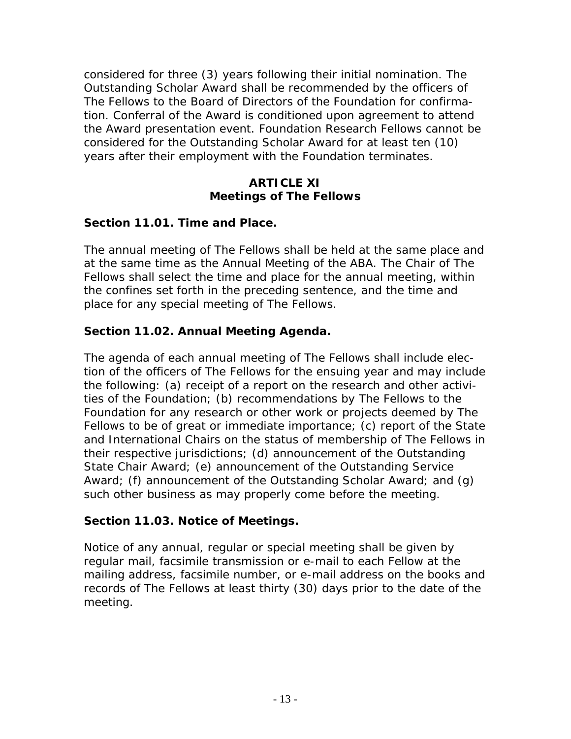considered for three (3) years following their initial nomination. The Outstanding Scholar Award shall be recommended by the officers of The Fellows to the Board of Directors of the Foundation for confirmation. Conferral of the Award is conditioned upon agreement to attend the Award presentation event. Foundation Research Fellows cannot be considered for the Outstanding Scholar Award for at least ten (10) years after their employment with the Foundation terminates.

## ARTICLE XI
## Meetings of The Fellows

### Section 11.01. Time and Place.

The annual meeting of The Fellows shall be held at the same place and at the same time as the Annual Meeting of the ABA. The Chair of The Fellows shall select the time and place for the annual meeting, within the confines set forth in the preceding sentence, and the time and place for any special meeting of The Fellows.

### Section 11.02. Annual Meeting Agenda.

The agenda of each annual meeting of The Fellows shall include election of the officers of The Fellows for the ensuing year and may include the following: (a) receipt of a report on the research and other activities of the Foundation; (b) recommendations by The Fellows to the Foundation for any research or other work or projects deemed by The Fellows to be of great or immediate importance; (c) report of the State and International Chairs on the status of membership of The Fellows in their respective jurisdictions; (d) announcement of the Outstanding State Chair Award; (e) announcement of the Outstanding Service Award; (f) announcement of the Outstanding Scholar Award; and (g) such other business as may properly come before the meeting.

### Section 11.03. Notice of Meetings.

Notice of any annual, regular or special meeting shall be given by regular mail, facsimile transmission or e-mail to each Fellow at the mailing address, facsimile number, or e-mail address on the books and records of The Fellows at least thirty (30) days prior to the date of the meeting.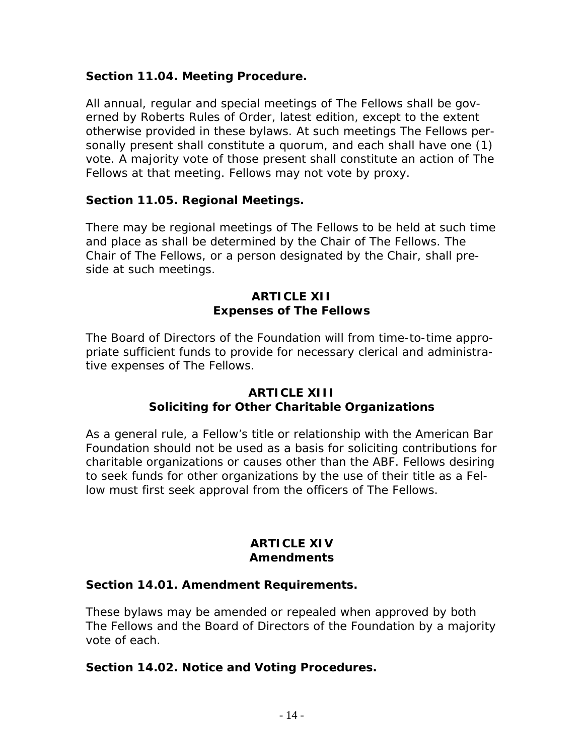**Section 11.04. Meeting Procedure.**

All annual, regular and special meetings of The Fellows shall be governed by Roberts Rules of Order, latest edition, except to the extent otherwise provided in these bylaws. At such meetings The Fellows personally present shall constitute a quorum, and each shall have one (1) vote. A majority vote of those present shall constitute an action of The Fellows at that meeting. Fellows may not vote by proxy.

**Section 11.05. Regional Meetings.**

There may be regional meetings of The Fellows to be held at such time and place as shall be determined by the Chair of The Fellows. The Chair of The Fellows, or a person designated by the Chair, shall preside at such meetings.

## ARTICLE XII
## Expenses of The Fellows

The Board of Directors of the Foundation will from time-to-time appropriate sufficient funds to provide for necessary clerical and administrative expenses of The Fellows.

## ARTICLE XIII
## Soliciting for Other Charitable Organizations

As a general rule, a Fellow's title or relationship with the American Bar Foundation should not be used as a basis for soliciting contributions for charitable organizations or causes other than the ABF. Fellows desiring to seek funds for other organizations by the use of their title as a Fellow must first seek approval from the officers of The Fellows.

## ARTICLE XIV
## Amendments

**Section 14.01. Amendment Requirements.**

These bylaws may be amended or repealed when approved by both The Fellows and the Board of Directors of the Foundation by a majority vote of each.

**Section 14.02. Notice and Voting Procedures.**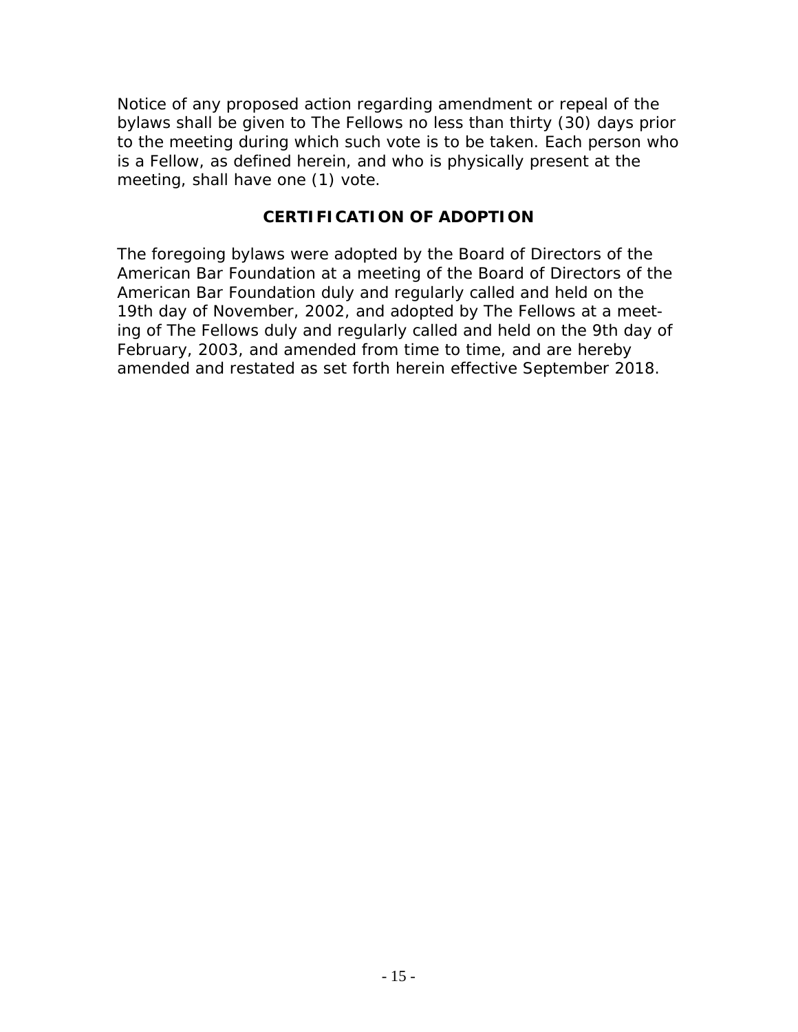Notice of any proposed action regarding amendment or repeal of the bylaws shall be given to The Fellows no less than thirty (30) days prior to the meeting during which such vote is to be taken. Each person who is a Fellow, as defined herein, and who is physically present at the meeting, shall have one (1) vote.

## CERTIFICATION OF ADOPTION

The foregoing bylaws were adopted by the Board of Directors of the American Bar Foundation at a meeting of the Board of Directors of the American Bar Foundation duly and regularly called and held on the 19th day of November, 2002, and adopted by The Fellows at a meeting of The Fellows duly and regularly called and held on the 9th day of February, 2003, and amended from time to time, and are hereby amended and restated as set forth herein effective September 2018.